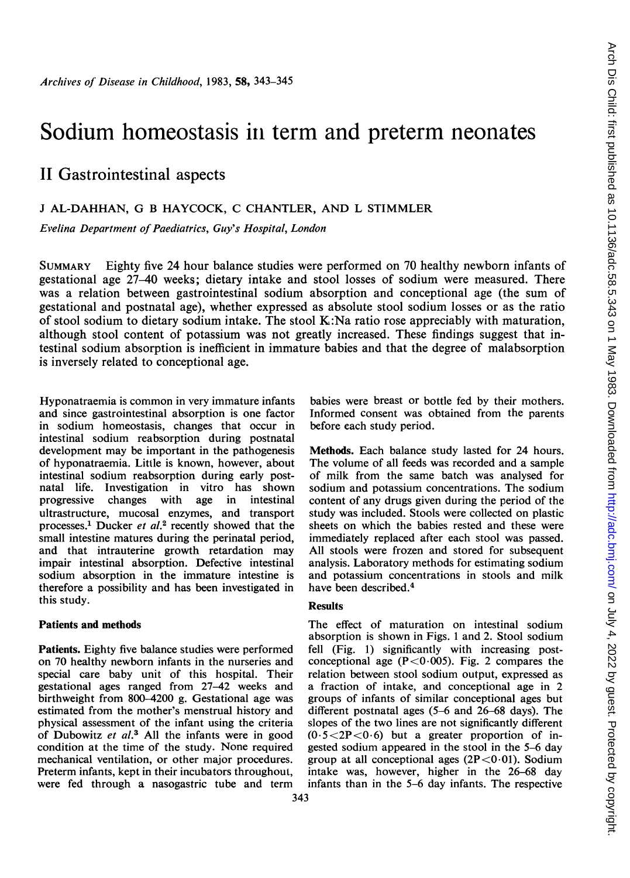# Sodium homeostasis in term and preterm neonates

## II Gastrointestinal aspects

J AL-DAHHAN, G B HAYCOCK, C CHANTLER, AND L STIMMLER

*Evelina Department of Paediatrics, Guy's Hospital, London*

SUMMARY Eighty five 24 hour balance studies were performed on 70 healthy newborn infants of gestational age 27–40 weeks; dietary intake and stool losses of sodium were measured. There was a relation between gastrointestinal sodium absorption and conceptional age (the sum of gestational and postnatal age), whether expressed as absolute stool sodium losses or as the ratio of stool sodium to dietary sodium intake. The stool K:Na ratio rose appreciably with maturation, although stool content of potassium was not greatly increased. These findings suggest that intestinal sodium absorption is inefficient in immature babies and that the degree of malabsorption is inversely related to conceptional age.

Hyponatraemia is common in very immature infants and since gastrointestinal absorption is one factor in sodium homeostasis, changes that occur in intestinal sodium reabsorption during postnatal development may be important in the pathogenesis of hyponatraemia. Little is known, however, about intestinal sodium reabsorption during early postnatal life. Investigation in vitro has shown progressive changes with age in intestinal ultrastructure, mucosal enzymes, and transport processes.[1] Ducker *et al.*[2] recently showed that the small intestine matures during the perinatal period, and that intrauterine growth retardation may impair intestinal absorption. Defective intestinal sodium absorption in the immature intestine is therefore a possibility and has been investigated in this study.

### Patients and methods

**Patients.** Eighty five balance studies were performed on 70 healthy newborn infants in the nurseries and special care baby unit of this hospital. Their gestational ages ranged from 27–42 weeks and birthweight from 800–4200 g. Gestational age was estimated from the mother's menstrual history and physical assessment of the infant using the criteria of Dubowitz *et al.*[3] All the infants were in good condition at the time of the study. None required mechanical ventilation, or other major procedures. Preterm infants, kept in their incubators throughout, were fed through a nasogastric tube and term babies were breast or bottle fed by their mothers. Informed consent was obtained from the parents before each study period.

**Methods.** Each balance study lasted for 24 hours. The volume of all feeds was recorded and a sample of milk from the same batch was analysed for sodium and potassium concentrations. The sodium content of any drugs given during the period of the study was included. Stools were collected on plastic sheets on which the babies rested and these were immediately replaced after each stool was passed. All stools were frozen and stored for subsequent analysis. Laboratory methods for estimating sodium and potassium concentrations in stools and milk have been described.[4]

### Results

The effect of maturation on intestinal sodium absorption is shown in Figs. 1 and 2. Stool sodium fell (Fig. 1) significantly with increasing post-conceptional age ($P<0.005$). Fig. 2 compares the relation between stool sodium output, expressed as a fraction of intake, and conceptional age in 2 groups of infants of similar conceptional ages but different postnatal ages (5–6 and 26–68 days). The slopes of the two lines are not significantly different ($0.5<2P<0.6$) but a greater proportion of ingested sodium appeared in the stool in the 5–6 day group at all conceptional ages ($2P<0.01$). Sodium intake was, however, higher in the 26–68 day infants than in the 5–6 day infants. The respective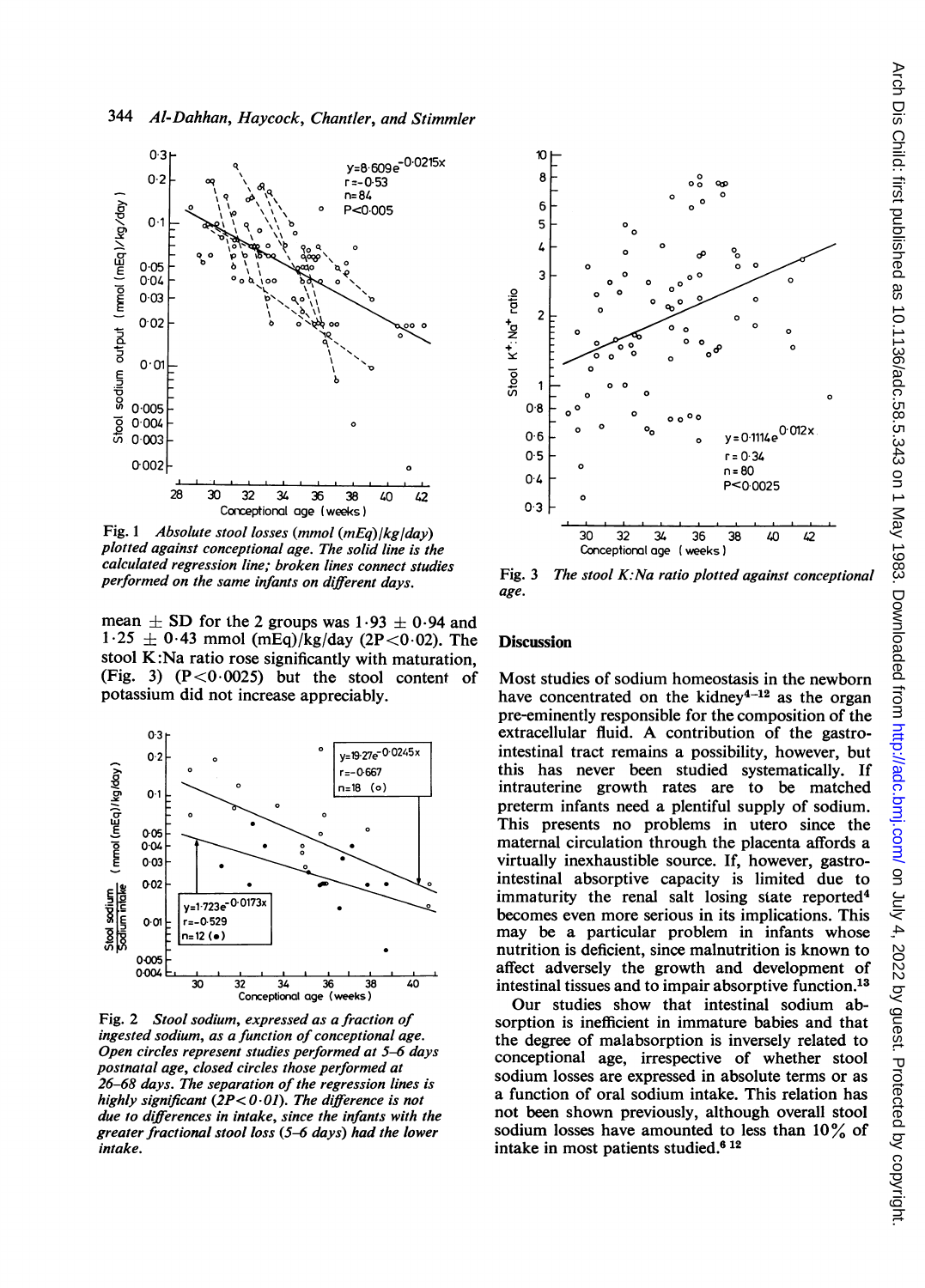Fig. 1 *Absolute stool losses (mmol (mEq)/kg/day) plotted against conceptional age. The solid line is the calculated regression line; broken lines connect studies performed on the same infants on different days.*

mean ± SD for the 2 groups was 1·93 ± 0·94 and 1·25 ± 0·43 mmol (mEq)/kg/day (2P<0·02). The stool K:Na ratio rose significantly with maturation, (Fig. 3) (P<0·0025) but the stool content of potassium did not increase appreciably.

Fig. 2 *Stool sodium, expressed as a fraction of ingested sodium, as a function of conceptional age. Open circles represent studies performed at 5–6 days postnatal age, closed circles those performed at 26–68 days. The separation of the regression lines is highly significant (2P<0·01). The difference is not due to differences in intake, since the infants with the greater fractional stool loss (5–6 days) had the lower intake.*

Fig. 3 *The stool K:Na ratio plotted against conceptional age.*

## Discussion

Most studies of sodium homeostasis in the newborn have concentrated on the kidney[4–12] as the organ pre-eminently responsible for the composition of the extracellular fluid. A contribution of the gastro-intestinal tract remains a possibility, however, but this has never been studied systematically. If intrauterine growth rates are to be matched preterm infants need a plentiful supply of sodium. This presents no problems in utero since the maternal circulation through the placenta affords a virtually inexhaustible source. If, however, gastro-intestinal absorptive capacity is limited due to immaturity the renal salt losing state reported[4] becomes even more serious in its implications. This may be a particular problem in infants whose nutrition is deficient, since malnutrition is known to affect adversely the growth and development of intestinal tissues and to impair absorptive function.[13]

Our studies show that intestinal sodium absorption is inefficient in immature babies and that the degree of malabsorption is inversely related to conceptional age, irrespective of whether stool sodium losses are expressed in absolute terms or as a function of oral sodium intake. This relation has not been shown previously, although overall stool sodium losses have amounted to less than 10% of intake in most patients studied.[6 12]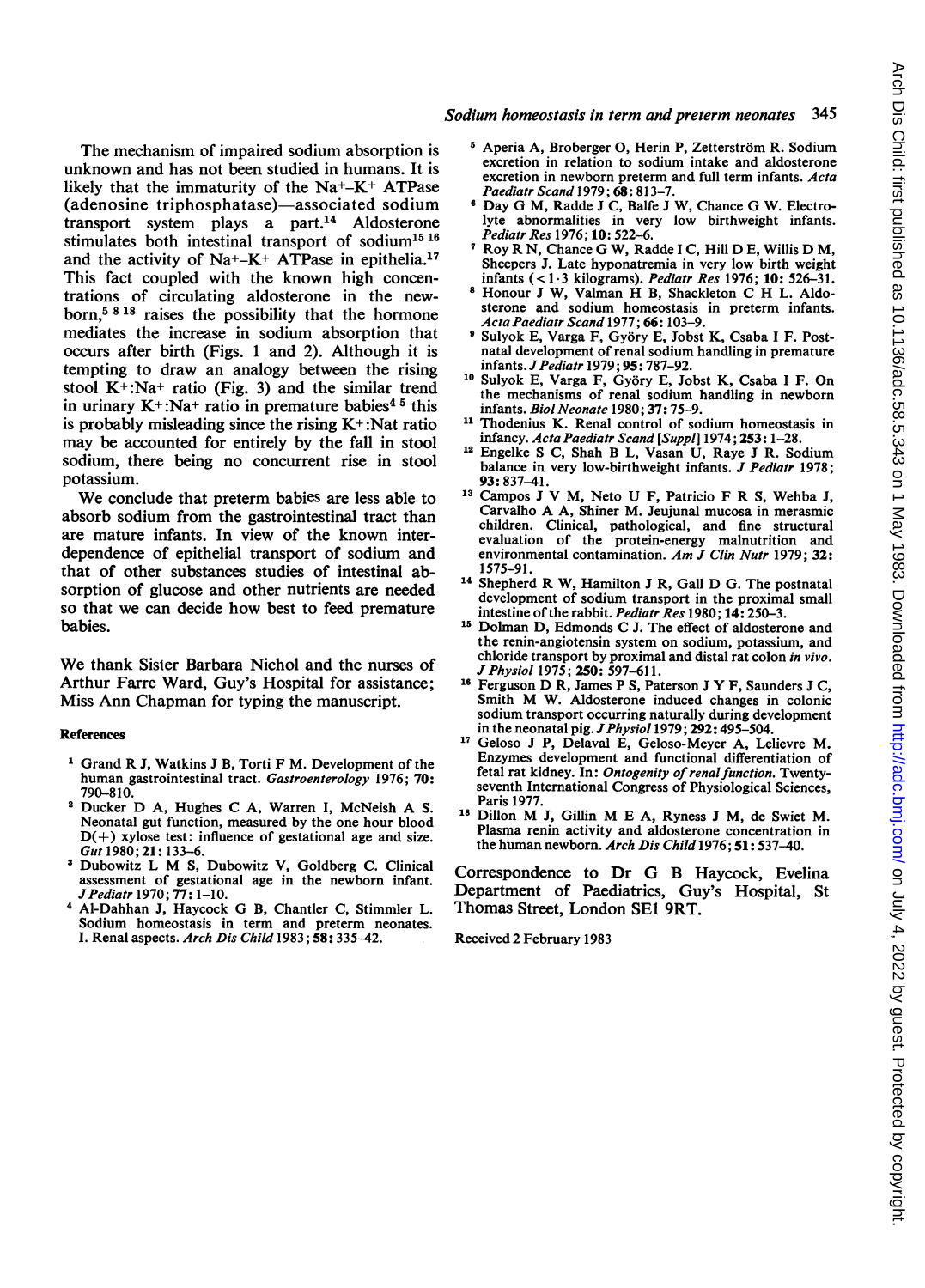The mechanism of impaired sodium absorption is unknown and has not been studied in humans. It is likely that the immaturity of the $Na^+$–$K^+$ ATPase (adenosine triphosphatase)—associated sodium transport system plays a part.[14] Aldosterone stimulates both intestinal transport of sodium[15 16] and the activity of $Na^+$–$K^+$ ATPase in epithelia.[17] This fact coupled with the known high concentrations of circulating aldosterone in the newborn,[5 8 18] raises the possibility that the hormone mediates the increase in sodium absorption that occurs after birth (Figs. 1 and 2). Although it is tempting to draw an analogy between the rising stool $K^+$:$Na^+$ ratio (Fig. 3) and the similar trend in urinary $K^+$:$Na^+$ ratio in premature babies[4 5] this is probably misleading since the rising $K^+$:$Na^+$ ratio may be accounted for entirely by the fall in stool sodium, there being no concurrent rise in stool potassium.

We conclude that preterm babies are less able to absorb sodium from the gastrointestinal tract than are mature infants. In view of the known interdependence of epithelial transport of sodium and that of other substances studies of intestinal absorption of glucose and other nutrients are needed so that we can decide how best to feed premature babies.

We thank Sister Barbara Nichol and the nurses of Arthur Farre Ward, Guy's Hospital for assistance; Miss Ann Chapman for typing the manuscript.

## References

1. Grand R J, Watkins J B, Torti F M. Development of the human gastrointestinal tract. *Gastroenterology* 1976; **70:** 790–810.
2. Ducker D A, Hughes C A, Warren I, McNeish A S. Neonatal gut function, measured by the one hour blood D(+) xylose test: influence of gestational age and size. *Gut* 1980; **21:** 133–6.
3. Dubowitz L M S, Dubowitz V, Goldberg C. Clinical assessment of gestational age in the newborn infant. *J Pediatr* 1970; **77:** 1–10.
4. Al-Dahhan J, Haycock G B, Chantler C, Stimmler L. Sodium homeostasis in term and preterm neonates. I. Renal aspects. *Arch Dis Child* 1983; **58:** 335–42.
5. Aperia A, Broberger O, Herin P, Zetterström R. Sodium excretion in relation to sodium intake and aldosterone excretion in newborn preterm and full term infants. *Acta Paediatr Scand* 1979; **68:** 813–7.
6. Day G M, Radde J C, Balfe J W, Chance G W. Electrolyte abnormalities in very low birthweight infants. *Pediatr Res* 1976; **10:** 522–6.
7. Roy R N, Chance G W, Radde I C, Hill D E, Willis D M, Sheepers J. Late hyponatremia in very low birth weight infants (<1·3 kilograms). *Pediatr Res* 1976; **10:** 526–31.
8. Honour J W, Valman H B, Shackleton C H L. Aldosterone and sodium homeostasis in preterm infants. *Acta Paediatr Scand* 1977; **66:** 103–9.
9. Sulyok E, Varga F, Györy E, Jobst K, Csaba I F. Postnatal development of renal sodium handling in premature infants. *J Pediatr* 1979; **95:** 787–92.
10. Sulyok E, Varga F, Györy E, Jobst K, Csaba I F. On the mechanisms of renal sodium handling in newborn infants. *Biol Neonate* 1980; **37:** 75–9.
11. Thodenius K. Renal control of sodium homeostasis in infancy. *Acta Paediatr Scand [Suppl]* 1974; **253:** 1–28.
12. Engelke S C, Shah B L, Vasan U, Raye J R. Sodium balance in very low-birthweight infants. *J Pediatr* 1978; **93:** 837–41.
13. Campos J V M, Neto U F, Patricio F R S, Wehba J, Carvalho A A, Shiner M. Jeujunal mucosa in merasmic children. Clinical, pathological, and fine structural evaluation of the protein-energy malnutrition and environmental contamination. *Am J Clin Nutr* 1979; **32:** 1575–91.
14. Shepherd R W, Hamilton J R, Gall D G. The postnatal development of sodium transport in the proximal small intestine of the rabbit. *Pediatr Res* 1980; **14:** 250–3.
15. Dolman D, Edmonds C J. The effect of aldosterone and the renin-angiotensin system on sodium, potassium, and chloride transport by proximal and distal rat colon *in vivo*. *J Physiol* 1975; **250:** 597–611.
16. Ferguson D R, James P S, Paterson J Y F, Saunders J C, Smith M W. Aldosterone induced changes in colonic sodium transport occurring naturally during development in the neonatal pig. *J Physiol* 1979; **292:** 495–504.
17. Geloso J P, Delaval E, Geloso-Meyer A, Lelievre M. Enzymes development and functional differentiation of fetal rat kidney. In: *Ontogenity of renal function*. Twenty-seventh International Congress of Physiological Sciences, Paris 1977.
18. Dillon M J, Gillin M E A, Ryness J M, de Swiet M. Plasma renin activity and aldosterone concentration in the human newborn. *Arch Dis Child* 1976; **51:** 537–40.

Correspondence to Dr G B Haycock, Evelina Department of Paediatrics, Guy's Hospital, St Thomas Street, London SE1 9RT.

Received 2 February 1983